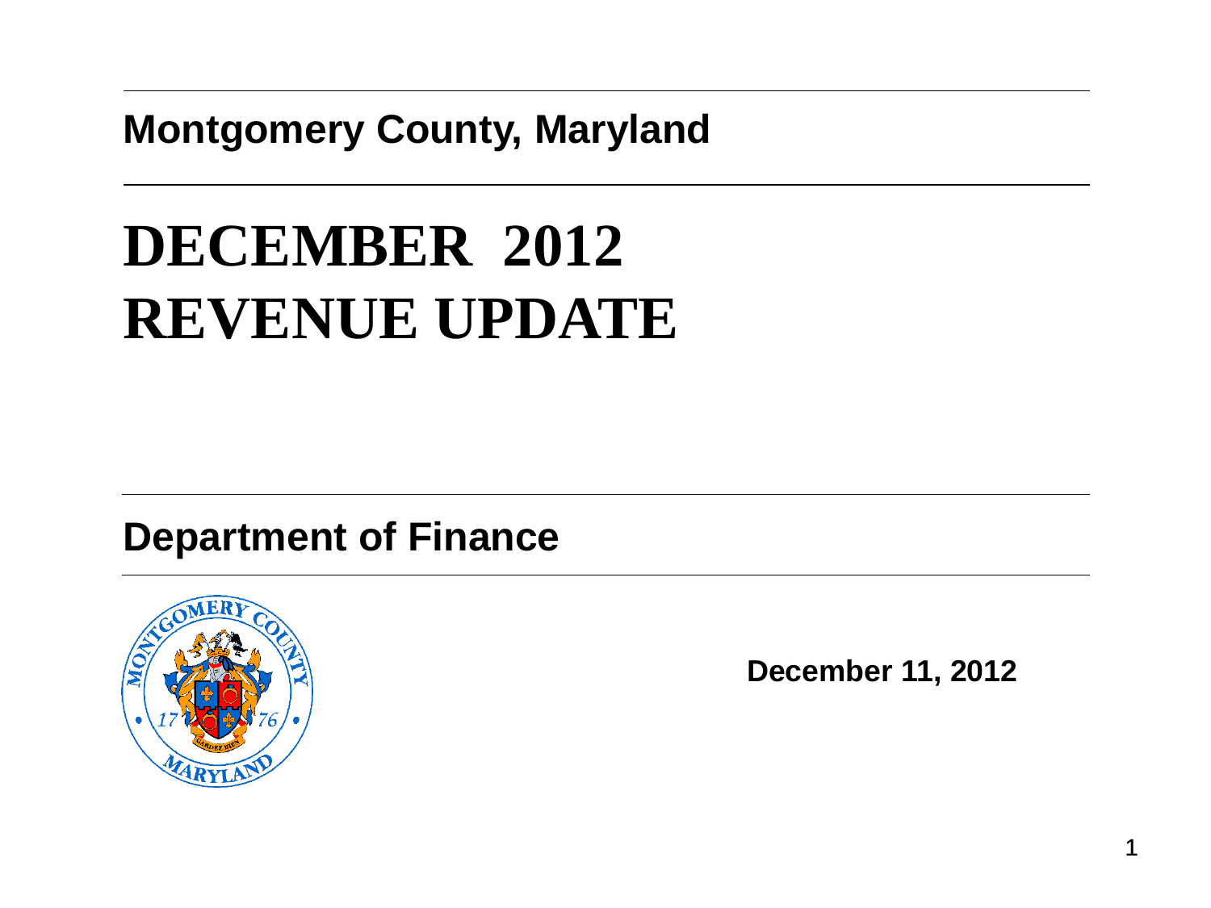**Montgomery County, Maryland**

# DECEMBER 2012 REVENUE UPDATE

**Department of Finance**

**December 11, 2012**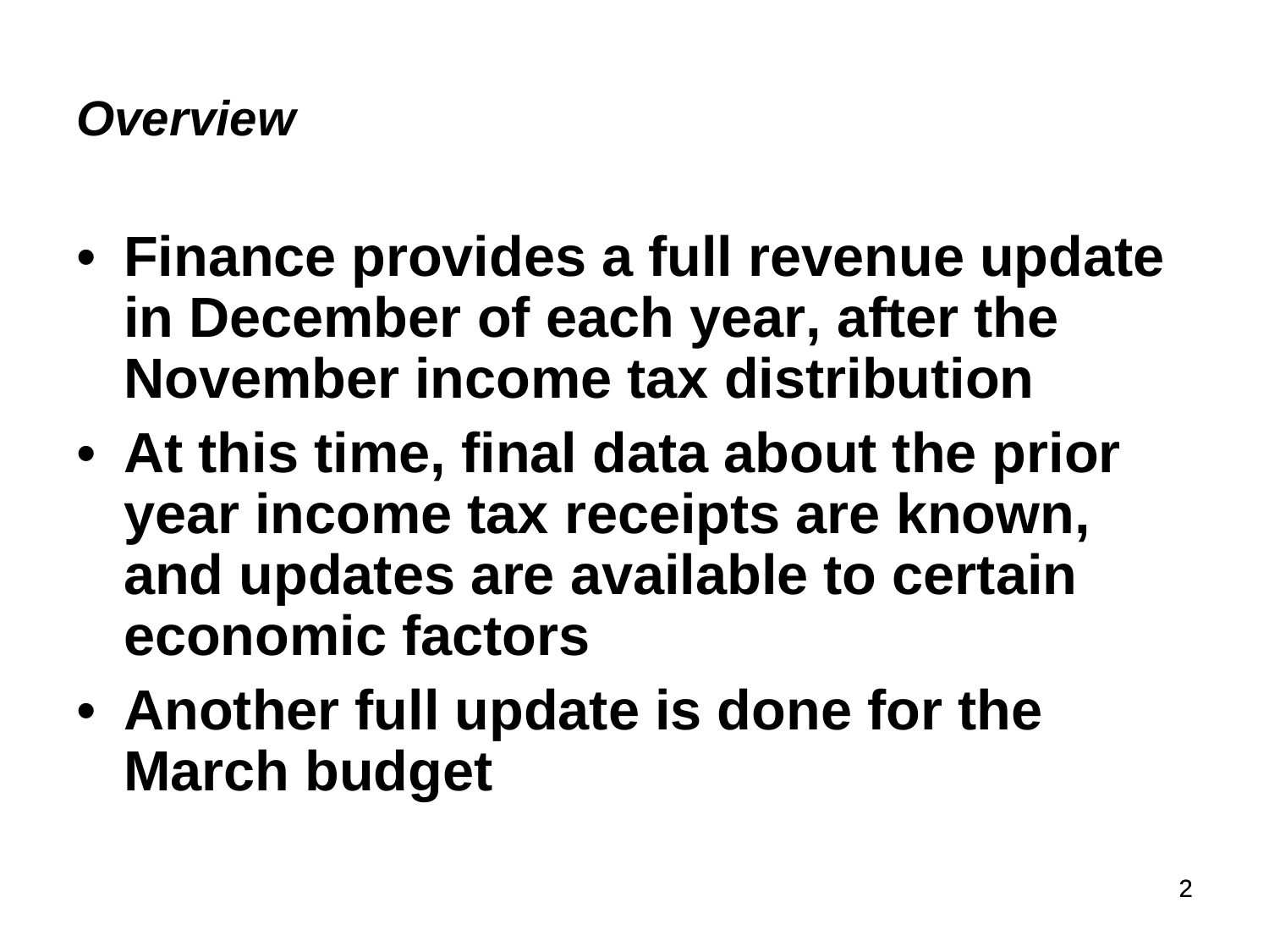## *Overview*

- **Finance provides a full revenue update in December of each year, after the November income tax distribution**
- **At this time, final data about the prior year income tax receipts are known, and updates are available to certain economic factors**
- **Another full update is done for the March budget**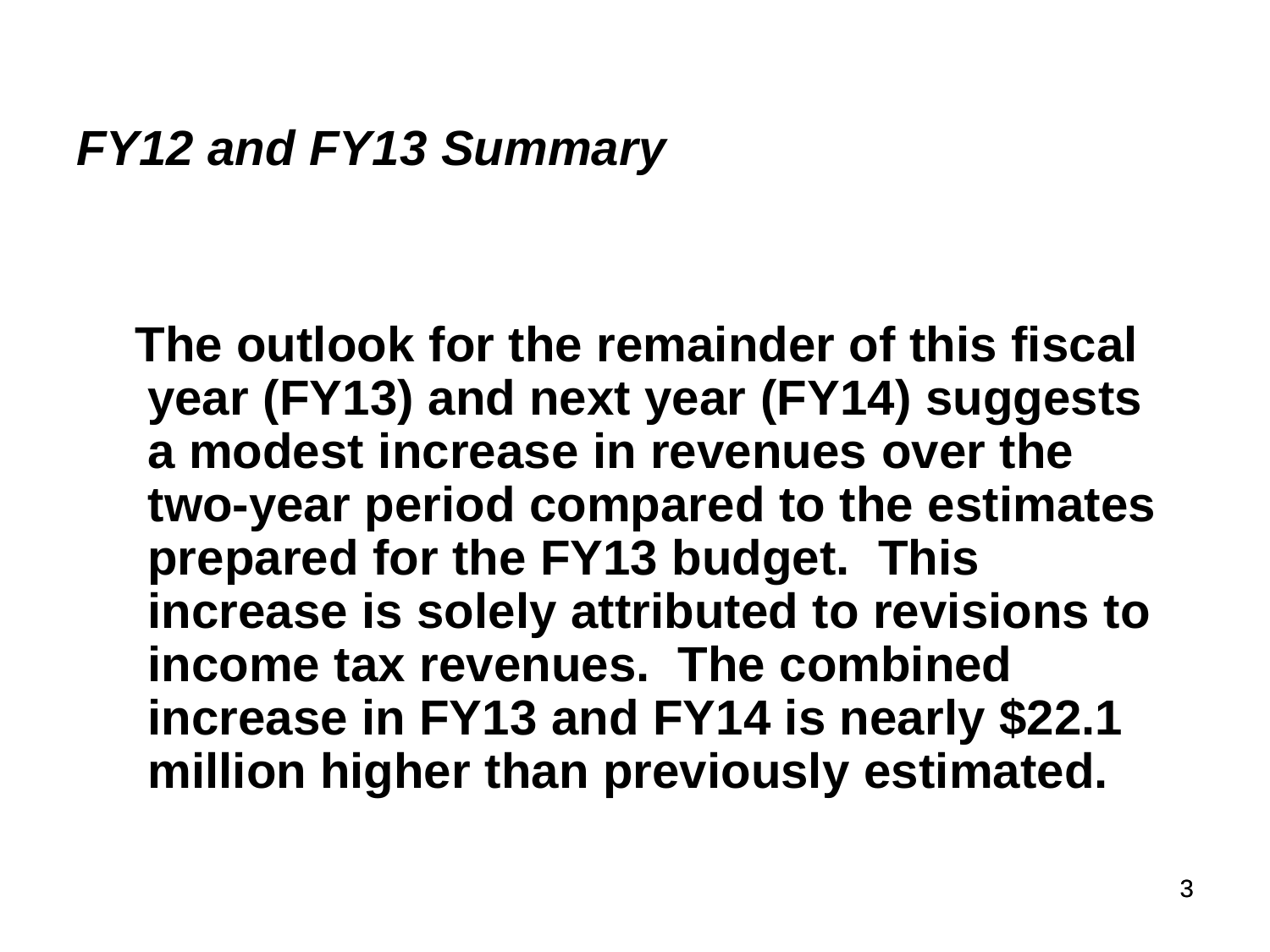## *FY12 and FY13 Summary*

**The outlook for the remainder of this fiscal year (FY13) and next year (FY14) suggests a modest increase in revenues over the two-year period compared to the estimates prepared for the FY13 budget. This increase is solely attributed to revisions to income tax revenues. The combined increase in FY13 and FY14 is nearly $22.1 million higher than previously estimated.**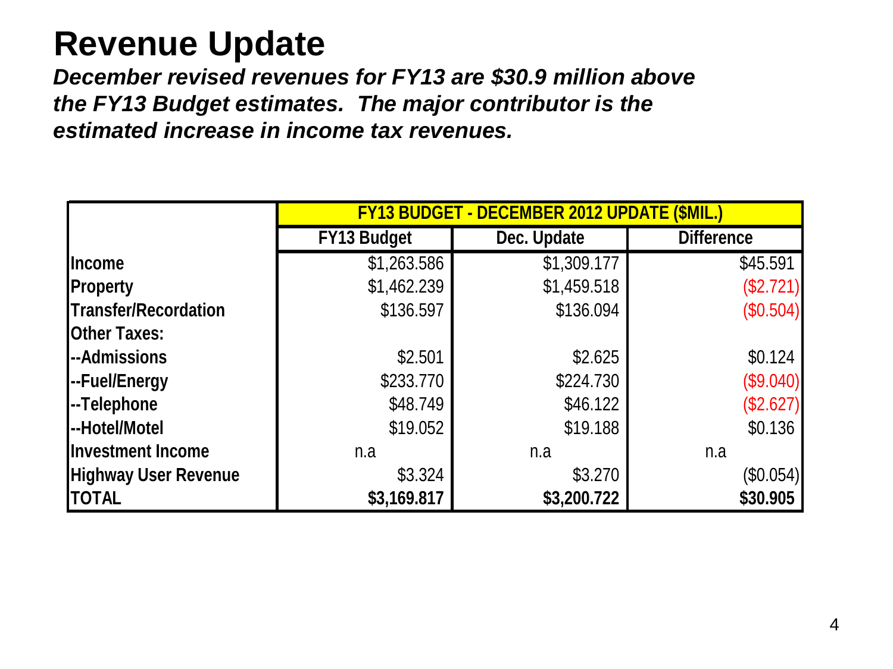# Revenue Update

***December revised revenues for FY13 are $30.9 million above the FY13 Budget estimates. The major contributor is the estimated increase in income tax revenues.***

| | **FY13 BUDGET - DECEMBER 2012 UPDATE ($MIL.)** | | |
|---|---|---|---|
| | **FY13 Budget** | **Dec. Update** | **Difference** |
| **Income** | $1,263.586 | $1,309.177 | $45.591 |
| **Property** | $1,462.239 | $1,459.518 | ($2.721) |
| **Transfer/Recordation** | $136.597 | $136.094 | ($0.504) |
| **Other Taxes:** | | | |
| **--Admissions** | $2.501 | $2.625 | $0.124 |
| **--Fuel/Energy** | $233.770 | $224.730 | ($9.040) |
| **--Telephone** | $48.749 | $46.122 | ($2.627) |
| **--Hotel/Motel** | $19.052 | $19.188 | $0.136 |
| **Investment Income** | n.a | n.a | n.a |
| **Highway User Revenue** | $3.324 | $3.270 | ($0.054) |
| **TOTAL** | **$3,169.817** | **$3,200.722** | **$30.905** |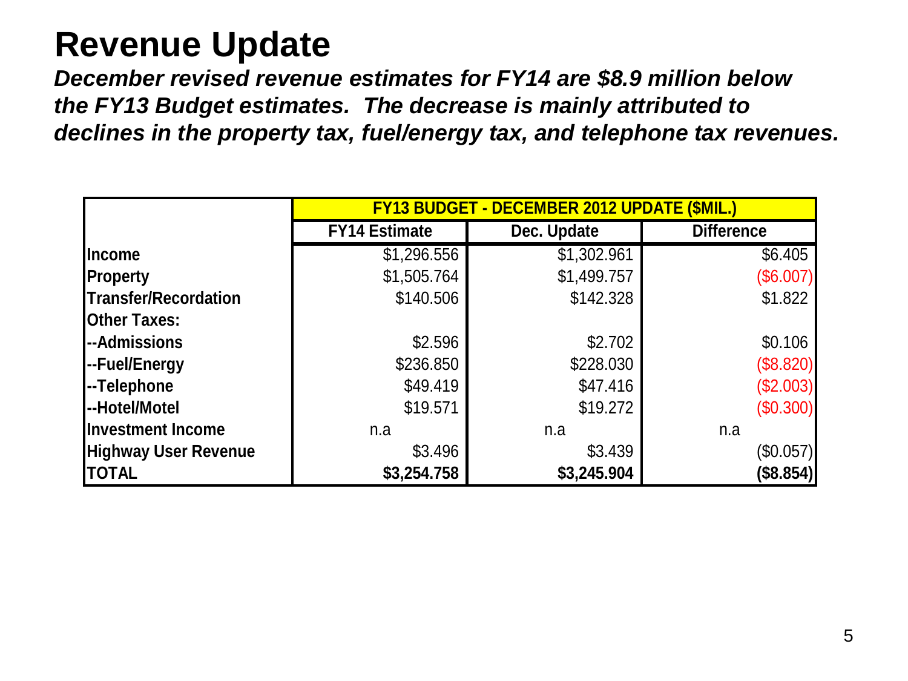# Revenue Update

***December revised revenue estimates for FY14 are $8.9 million below the FY13 Budget estimates. The decrease is mainly attributed to declines in the property tax, fuel/energy tax, and telephone tax revenues.***

| | FY13 BUDGET - DECEMBER 2012 UPDATE ($MIL.) | | |
|---|---|---|---|
| | FY14 Estimate | Dec. Update | Difference |
| **Income** | $1,296.556 | $1,302.961 | $6.405 |
| **Property** | $1,505.764 | $1,499.757 | ($6.007) |
| **Transfer/Recordation** | $140.506 | $142.328 | $1.822 |
| **Other Taxes:** | | | |
| **--Admissions** | $2.596 | $2.702 | $0.106 |
| **--Fuel/Energy** | $236.850 | $228.030 | ($8.820) |
| **--Telephone** | $49.419 | $47.416 | ($2.003) |
| **--Hotel/Motel** | $19.571 | $19.272 | ($0.300) |
| **Investment Income** | n.a | n.a | n.a |
| **Highway User Revenue** | $3.496 | $3.439 | ($0.057) |
| **TOTAL** | **$3,254.758** | **$3,245.904** | **($8.854)** |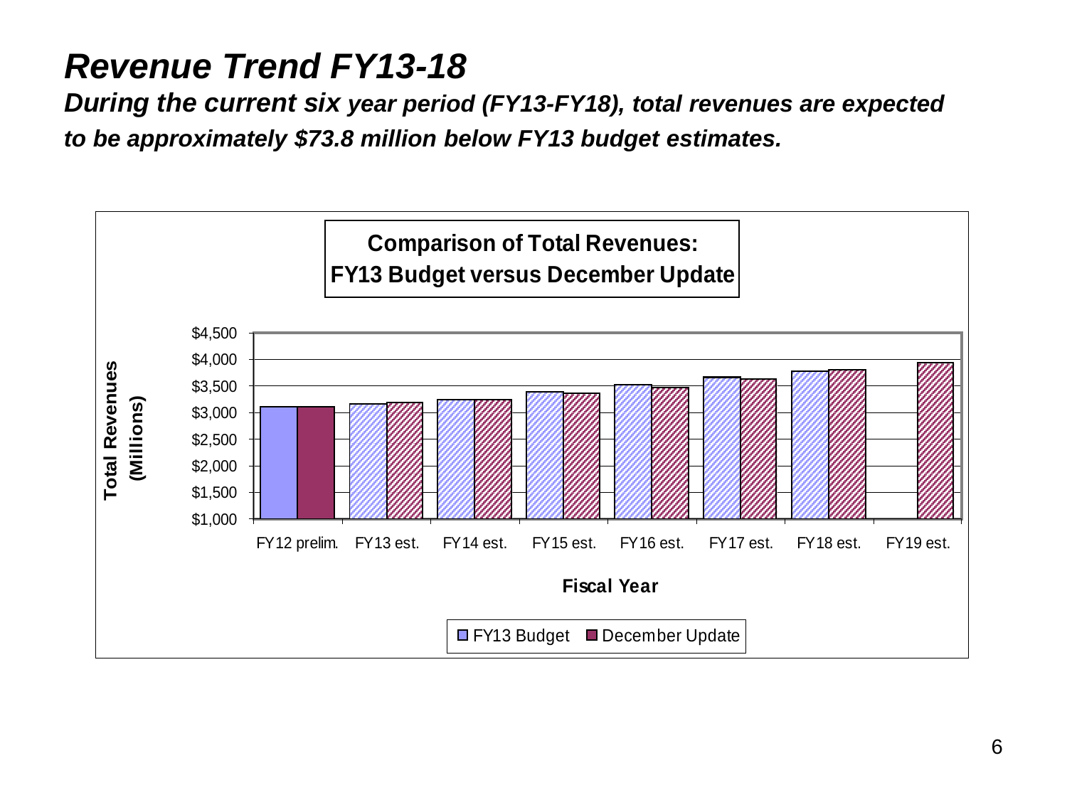# Revenue Trend FY13-18

***During the current six year period (FY13-FY18), total revenues are expected to be approximately $73.8 million below FY13 budget estimates.***

**Comparison of Total Revenues: FY13 Budget versus December Update**

Total Revenues (Millions)

$4,500
$4,000
$3,500
$3,000
$2,500
$2,000
$1,500
$1,000

FY12 prelim. FY13 est. FY14 est. FY15 est. FY16 est. FY17 est. FY18 est. FY19 est.

**Fiscal Year**

FY13 Budget  December Update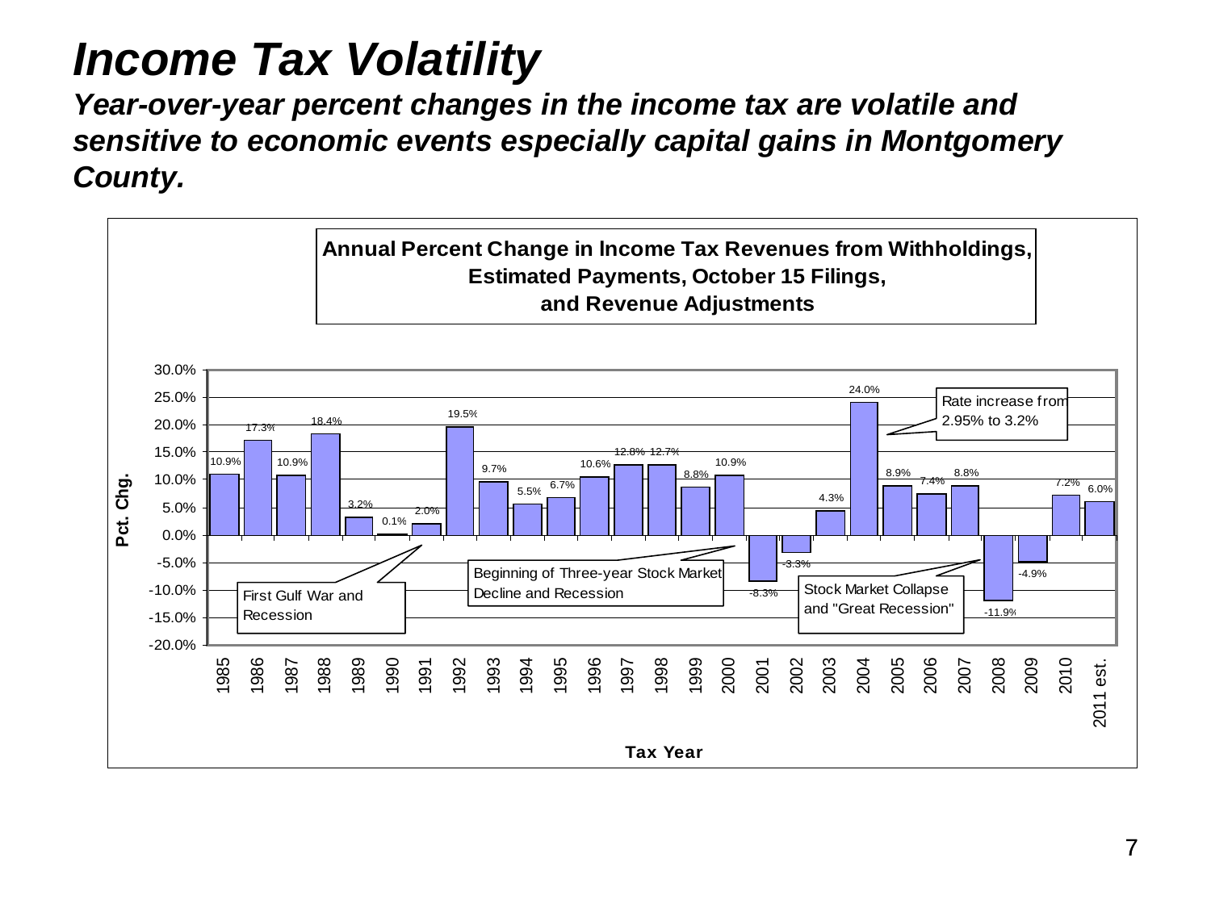# *Income Tax Volatility*

***Year-over-year percent changes in the income tax are volatile and sensitive to economic events especially capital gains in Montgomery County.***

**Annual Percent Change in Income Tax Revenues from Withholdings, Estimated Payments, October 15 Filings, and Revenue Adjustments**

| Tax Year | Pct. Chg. |
|---|---|
| 1985 | 10.9% |
| 1986 | 17.3% |
| 1987 | 10.9% |
| 1988 | 18.4% |
| 1989 | 3.2% |
| 1990 | 0.1% |
| 1991 | 2.0% |
| 1992 | 19.5% |
| 1993 | 9.7% |
| 1994 | 5.5% |
| 1995 | 6.7% |
| 1996 | 10.6% |
| 1997 | 12.8% |
| 1998 | 12.7% |
| 1999 | 8.8% |
| 2000 | 10.9% |
| 2001 | -8.3% |
| 2002 | -3.3% |
| 2003 | 4.3% |
| 2004 | 24.0% |
| 2005 | 8.9% |
| 2006 | 7.4% |
| 2007 | 8.8% |
| 2008 | -11.9% |
| 2009 | -4.9% |
| 2010 | 7.2% |
| 2011 est. | 6.0% |

Chart annotations:
- First Gulf War and Recession (1990–1991)
- Beginning of Three-year Stock Market Decline and Recession (2001)
- Rate increase from 2.95% to 3.2% (2004)
- Stock Market Collapse and "Great Recession" (2008)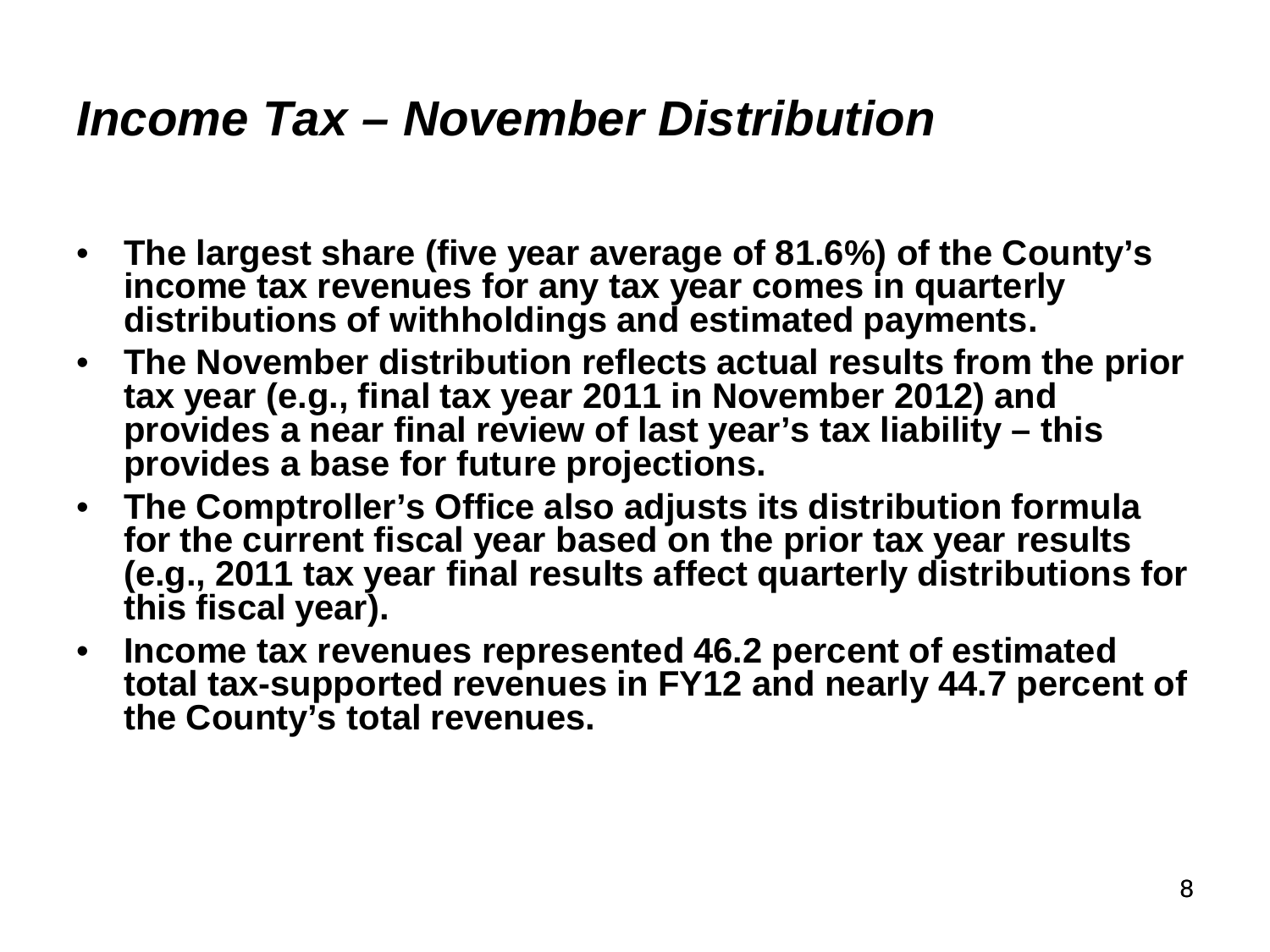# *Income Tax – November Distribution*

- **The largest share (five year average of 81.6%) of the County's income tax revenues for any tax year comes in quarterly distributions of withholdings and estimated payments.**
- **The November distribution reflects actual results from the prior tax year (e.g., final tax year 2011 in November 2012) and provides a near final review of last year's tax liability – this provides a base for future projections.**
- **The Comptroller's Office also adjusts its distribution formula for the current fiscal year based on the prior tax year results (e.g., 2011 tax year final results affect quarterly distributions for this fiscal year).**
- **Income tax revenues represented 46.2 percent of estimated total tax-supported revenues in FY12 and nearly 44.7 percent of the County's total revenues.**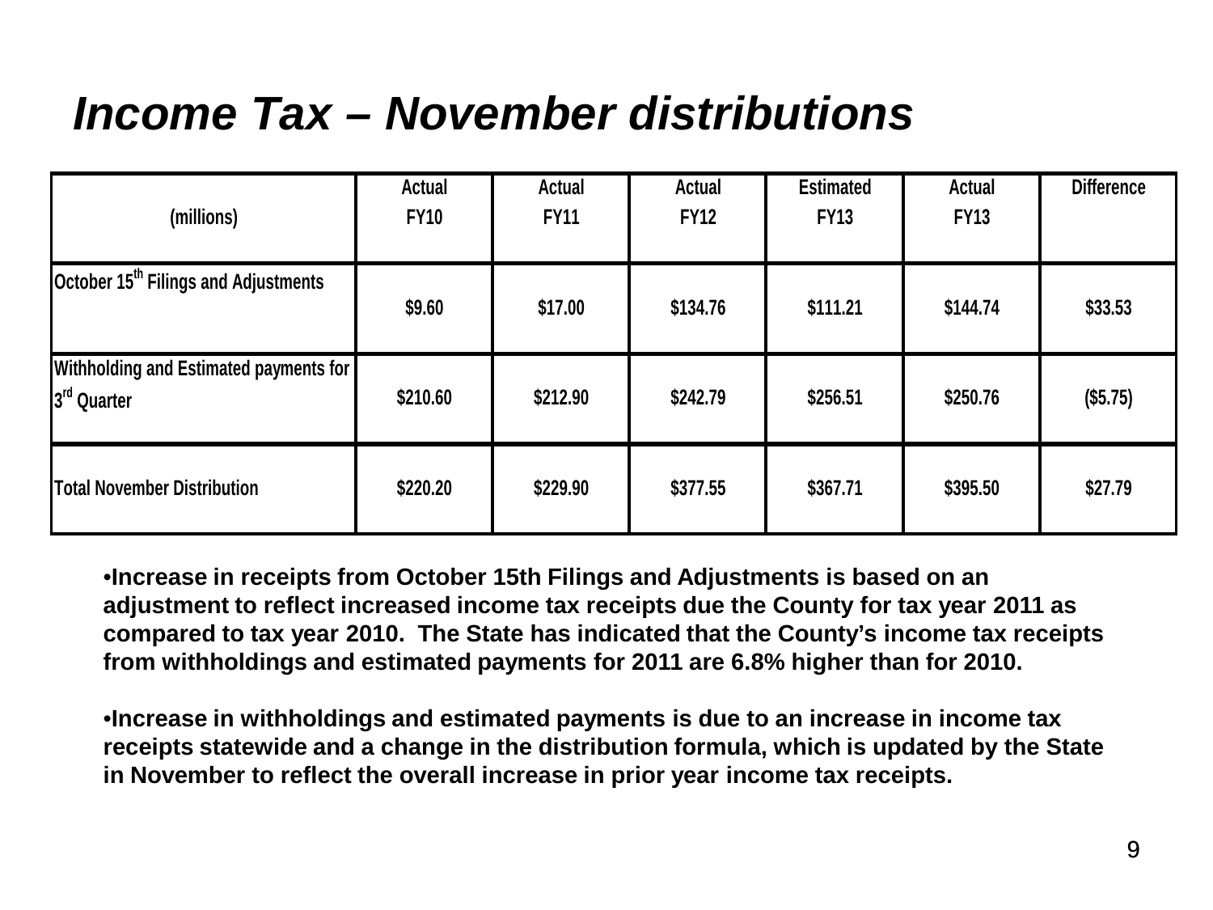# *Income Tax – November distributions*

| (millions) | Actual FY10 | Actual FY11 | Actual FY12 | Estimated FY13 | Actual FY13 | Difference |
|---|---|---|---|---|---|---|
| October 15th Filings and Adjustments | $9.60 | $17.00 | $134.76 | $111.21 | $144.74 | $33.53 |
| Withholding and Estimated payments for 3rd Quarter | $210.60 | $212.90 | $242.79 | $256.51 | $250.76 | ($5.75) |
| Total November Distribution | $220.20 | $229.90 | $377.55 | $367.71 | $395.50 | $27.79 |

- **Increase in receipts from October 15th Filings and Adjustments is based on an adjustment to reflect increased income tax receipts due the County for tax year 2011 as compared to tax year 2010. The State has indicated that the County's income tax receipts from withholdings and estimated payments for 2011 are 6.8% higher than for 2010.**

- **Increase in withholdings and estimated payments is due to an increase in income tax receipts statewide and a change in the distribution formula, which is updated by the State in November to reflect the overall increase in prior year income tax receipts.**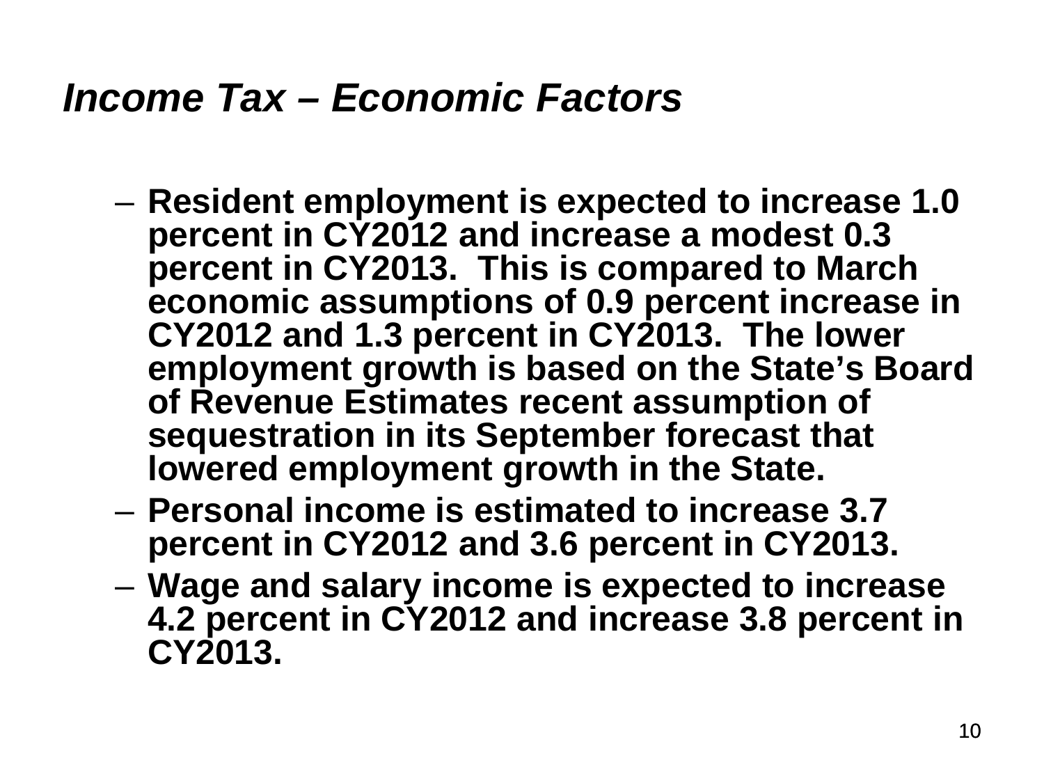## *Income Tax – Economic Factors*

- **Resident employment is expected to increase 1.0 percent in CY2012 and increase a modest 0.3 percent in CY2013. This is compared to March economic assumptions of 0.9 percent increase in CY2012 and 1.3 percent in CY2013. The lower employment growth is based on the State's Board of Revenue Estimates recent assumption of sequestration in its September forecast that lowered employment growth in the State.**
- **Personal income is estimated to increase 3.7 percent in CY2012 and 3.6 percent in CY2013.**
- **Wage and salary income is expected to increase 4.2 percent in CY2012 and increase 3.8 percent in CY2013.**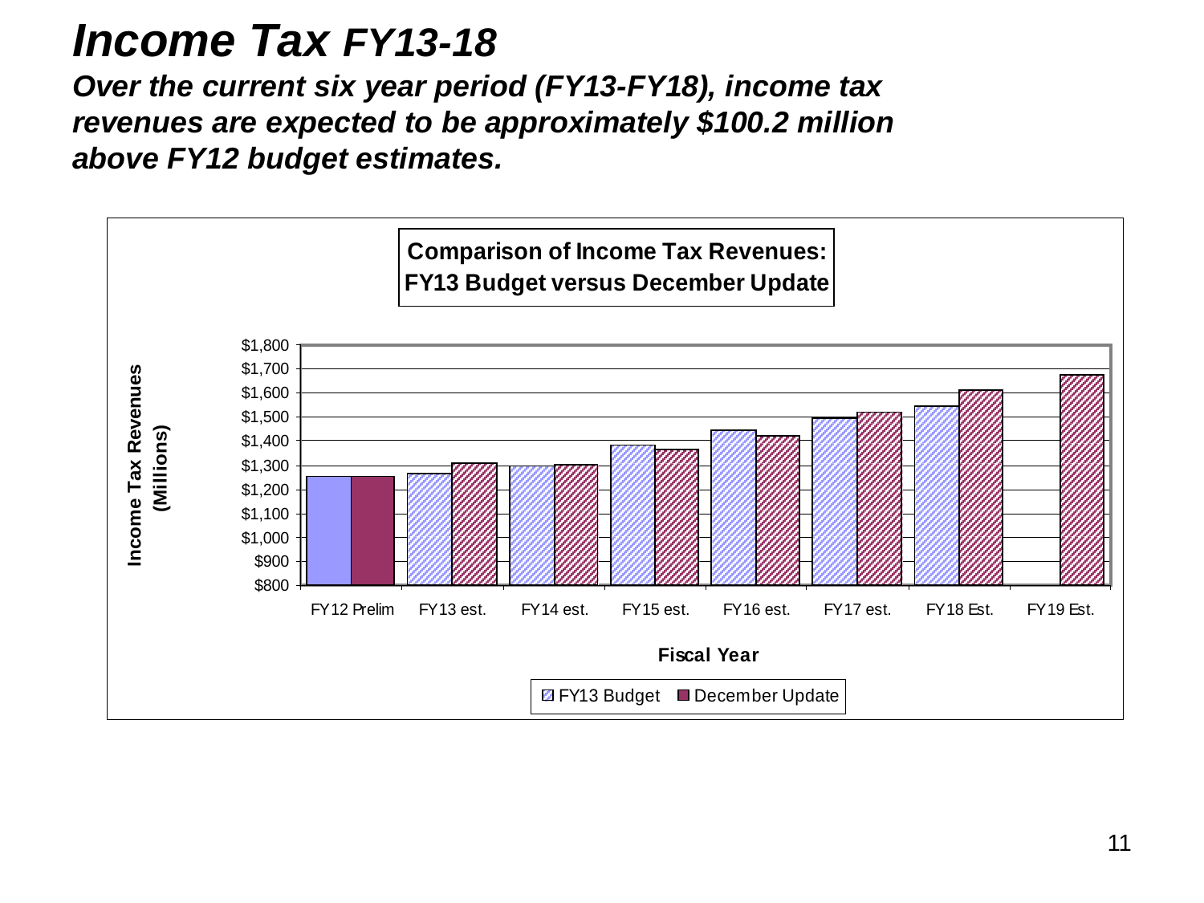# *Income Tax FY13-18*

***Over the current six year period (FY13-FY18), income tax revenues are expected to be approximately $100.2 million above FY12 budget estimates.***

**Comparison of Income Tax Revenues: FY13 Budget versus December Update**

Income Tax Revenues (Millions)

$1,800
$1,700
$1,600
$1,500
$1,400
$1,300
$1,200
$1,100
$1,000
$900
$800

FY12 Prelim | FY13 est. | FY14 est. | FY15 est. | FY16 est. | FY17 est. | FY18 Est. | FY19 Est.

Fiscal Year

FY13 Budget | December Update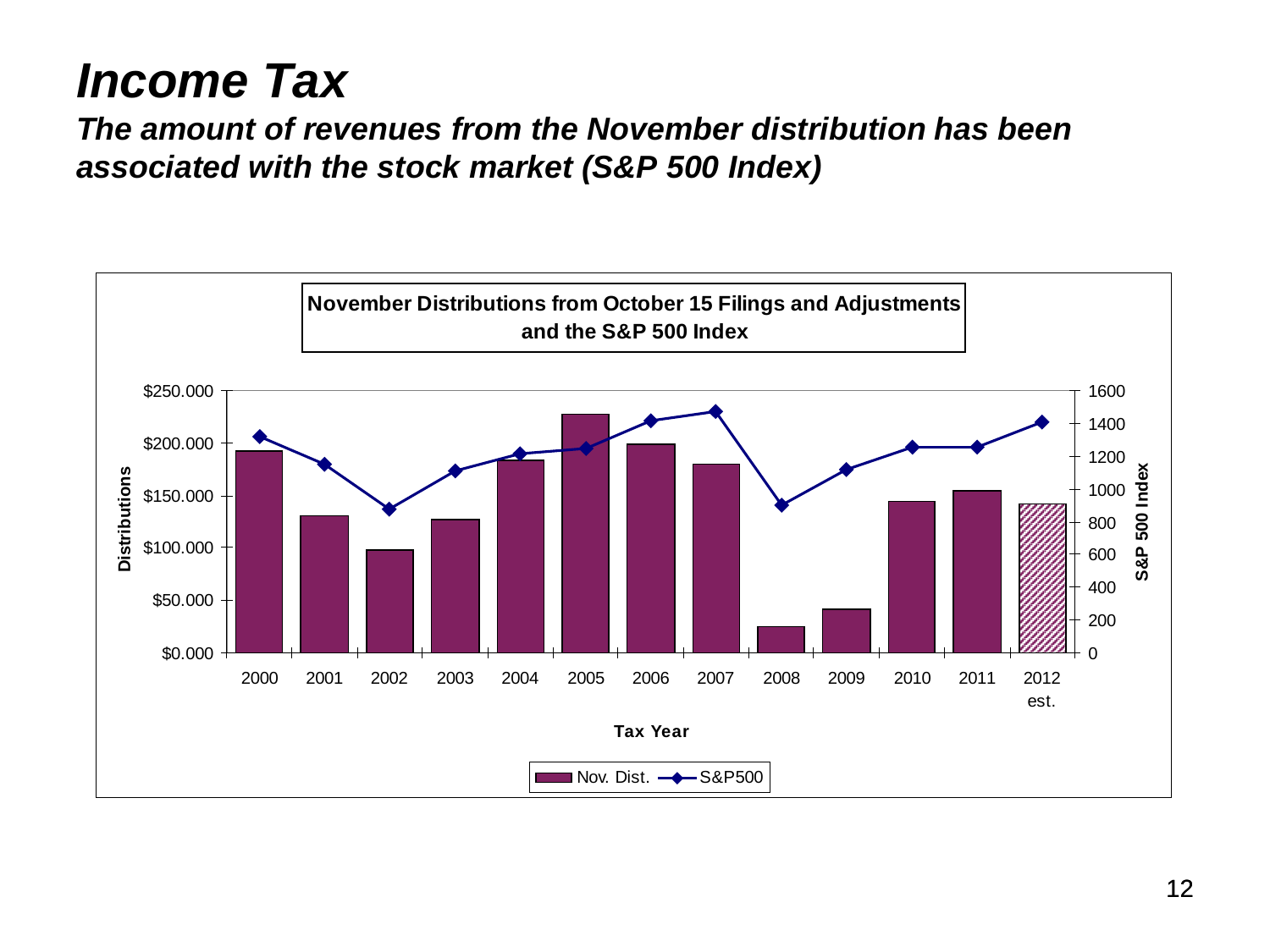# Income Tax

***The amount of revenues from the November distribution has been associated with the stock market (S&P 500 Index)***

**November Distributions from October 15 Filings and Adjustments and the S&P 500 Index**

Distributions: $0.000, $50.000, $100.000, $150.000, $200.000, $250.000

S&P 500 Index: 0, 200, 400, 600, 800, 1000, 1200, 1400, 1600

Tax Year: 2000, 2001, 2002, 2003, 2004, 2005, 2006, 2007, 2008, 2009, 2010, 2011, 2012 est.

Nov. Dist. — S&P500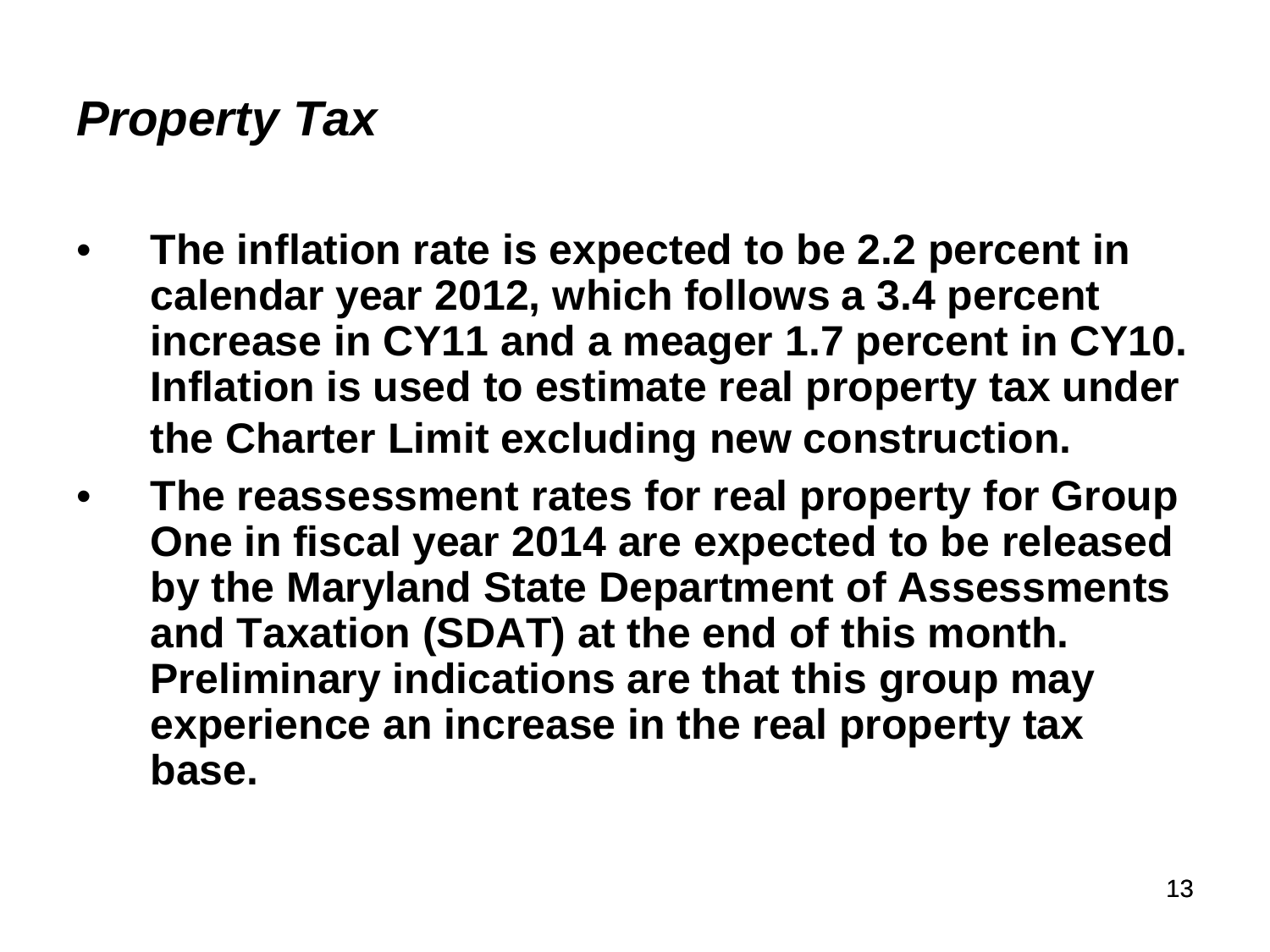# *Property Tax*

- **The inflation rate is expected to be 2.2 percent in calendar year 2012, which follows a 3.4 percent increase in CY11 and a meager 1.7 percent in CY10. Inflation is used to estimate real property tax under the Charter Limit excluding new construction.**
- **The reassessment rates for real property for Group One in fiscal year 2014 are expected to be released by the Maryland State Department of Assessments and Taxation (SDAT) at the end of this month. Preliminary indications are that this group may experience an increase in the real property tax base.**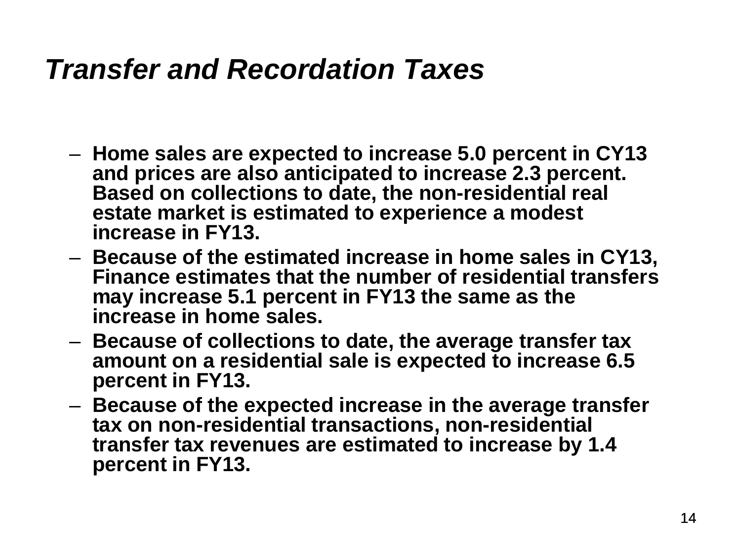# *Transfer and Recordation Taxes*

- **Home sales are expected to increase 5.0 percent in CY13 and prices are also anticipated to increase 2.3 percent. Based on collections to date, the non-residential real estate market is estimated to experience a modest increase in FY13.**
- **Because of the estimated increase in home sales in CY13, Finance estimates that the number of residential transfers may increase 5.1 percent in FY13 the same as the increase in home sales.**
- **Because of collections to date, the average transfer tax amount on a residential sale is expected to increase 6.5 percent in FY13.**
- **Because of the expected increase in the average transfer tax on non-residential transactions, non-residential transfer tax revenues are estimated to increase by 1.4 percent in FY13.**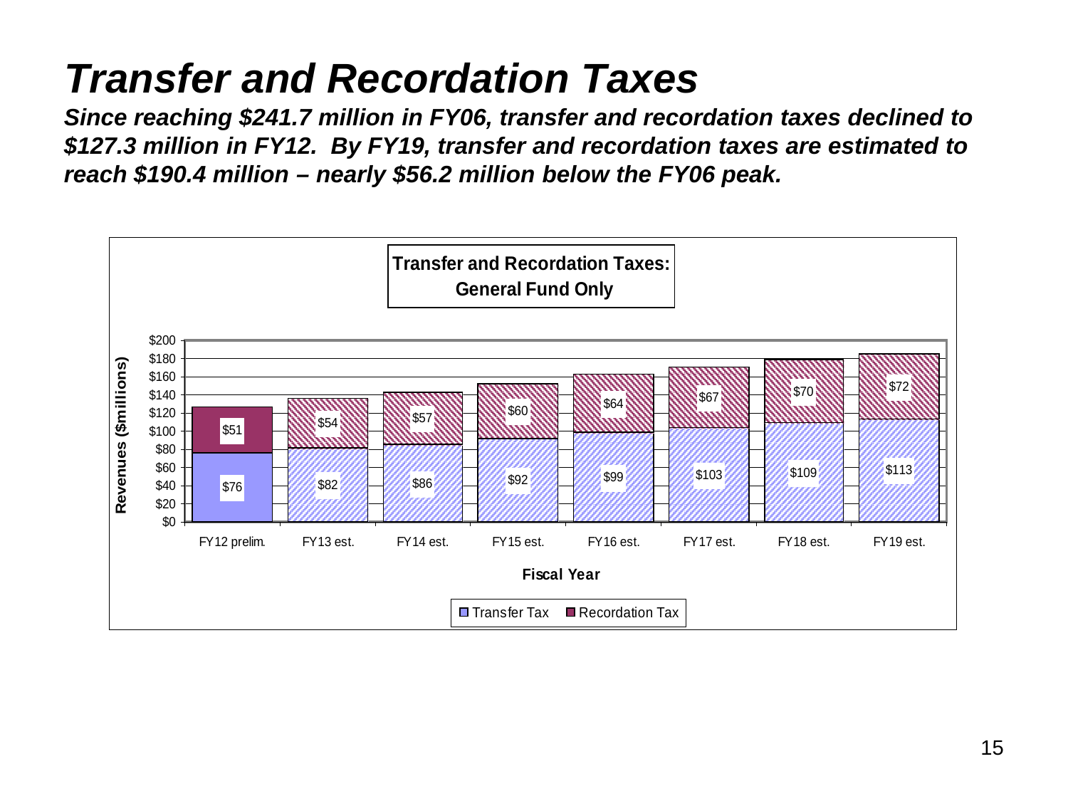# Transfer and Recordation Taxes

***Since reaching $241.7 million in FY06, transfer and recordation taxes declined to $127.3 million in FY12. By FY19, transfer and recordation taxes are estimated to reach $190.4 million – nearly $56.2 million below the FY06 peak.***

**Transfer and Recordation Taxes: General Fund Only**

Revenues ($millions)

| Fiscal Year | Transfer Tax | Recordation Tax |
|---|---|---|
| FY12 prelim. | $76 | $51 |
| FY13 est. | $82 | $54 |
| FY14 est. | $86 | $57 |
| FY15 est. | $92 | $60 |
| FY16 est. | $99 | $64 |
| FY17 est. | $103 | $67 |
| FY18 est. | $109 | $70 |
| FY19 est. | $113 | $72 |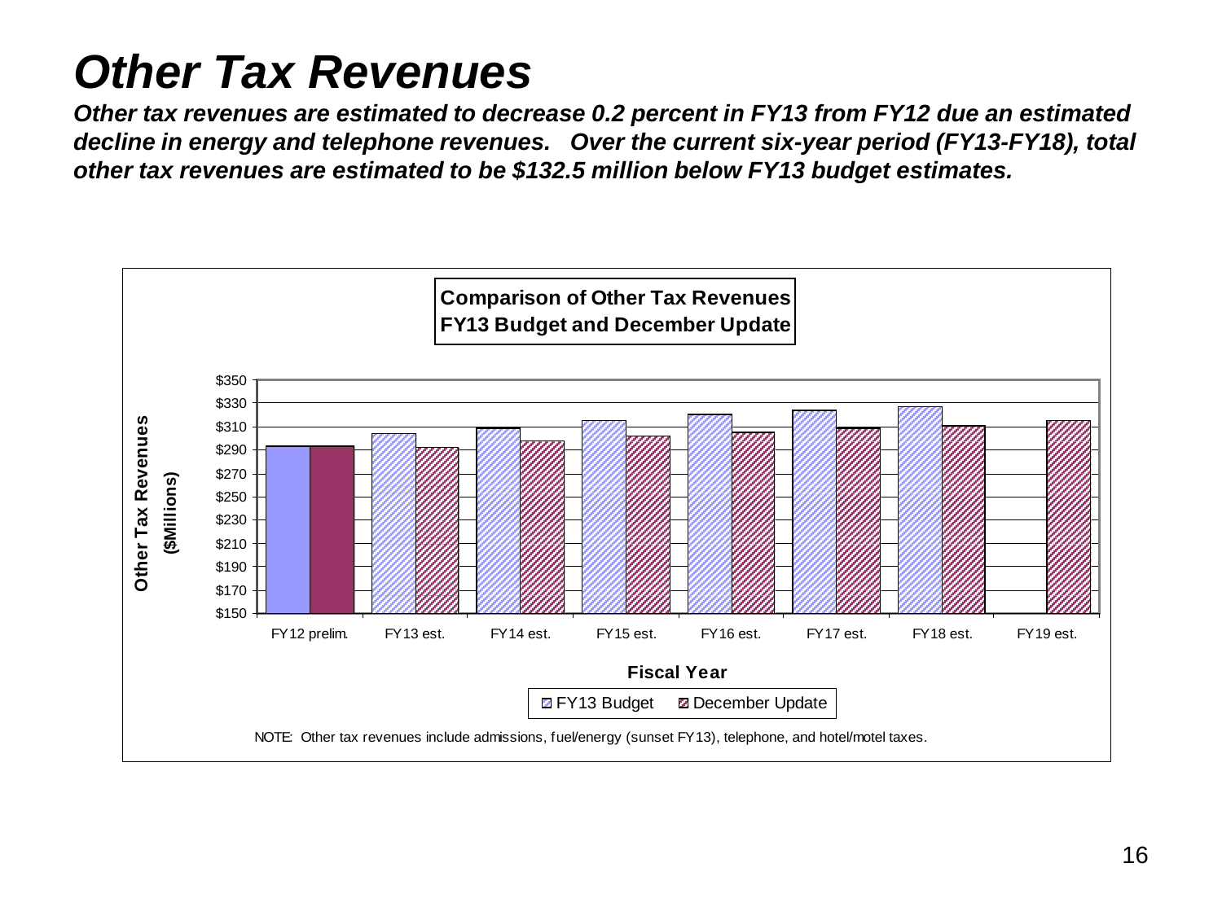# Other Tax Revenues

***Other tax revenues are estimated to decrease 0.2 percent in FY13 from FY12 due an estimated decline in energy and telephone revenues. Over the current six-year period (FY13-FY18), total other tax revenues are estimated to be $132.5 million below FY13 budget estimates.***

**Comparison of Other Tax Revenues**
**FY13 Budget and December Update**

**Other Tax Revenues (\$Millions)**

$350
$330
$310
$290
$270
$250
$230
$210
$190
$170
$150

FY12 prelim. FY13 est. FY14 est. FY15 est. FY16 est. FY17 est. FY18 est. FY19 est.

**Fiscal Year**

FY13 Budget
December Update

NOTE: Other tax revenues include admissions, fuel/energy (sunset FY13), telephone, and hotel/motel taxes.